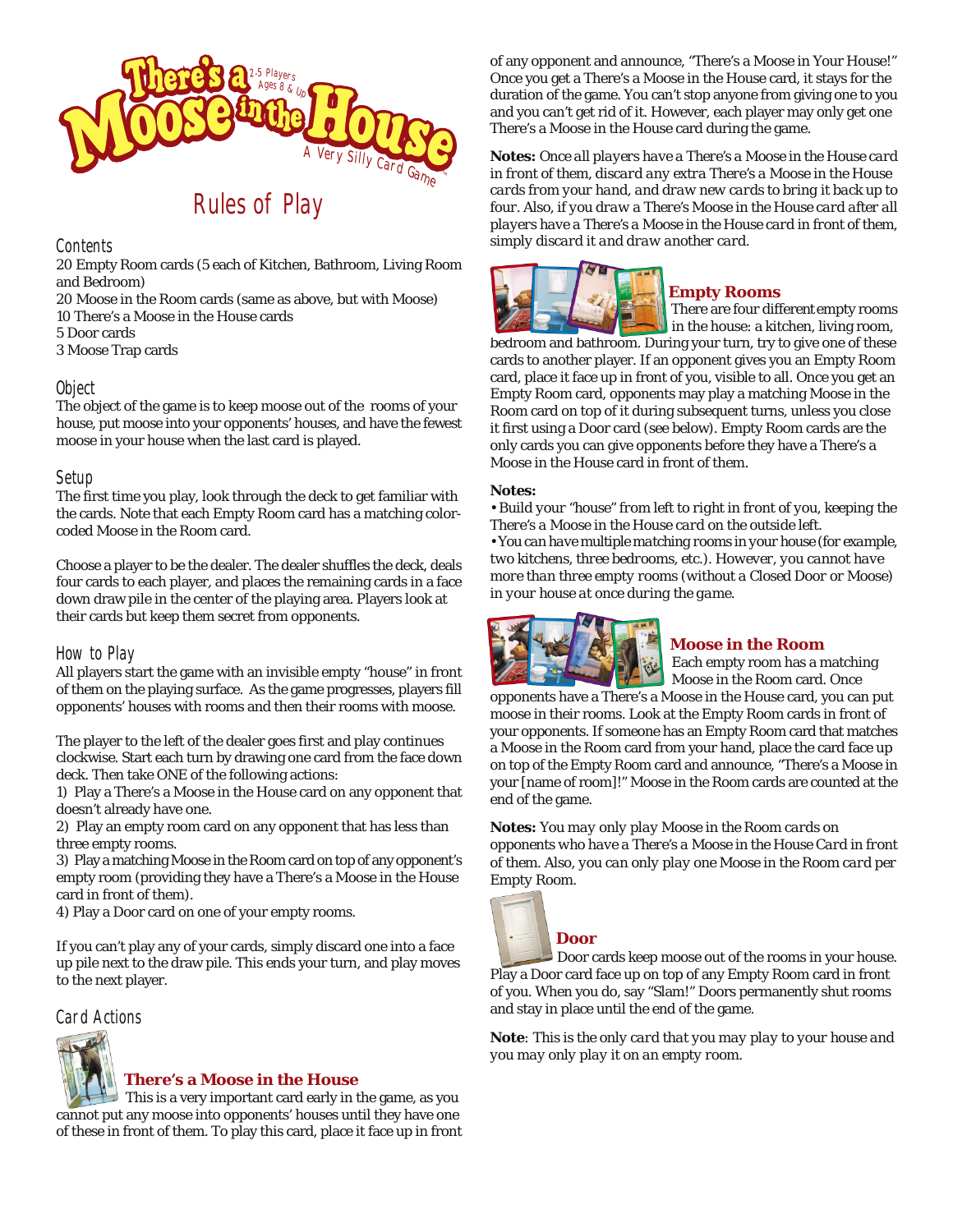# There's a Moose in the House

2-5 Players
Ages 8 & Up

A Very Silly Card Game

## Rules of Play

### Contents

20 Empty Room cards (5 each of Kitchen, Bathroom, Living Room and Bedroom)
20 Moose in the Room cards (same as above, but with Moose)
10 There's a Moose in the House cards
5 Door cards
3 Moose Trap cards

### Object

The object of the game is to keep moose out of the rooms of your house, put moose into your opponents' houses, and have the fewest moose in your house when the last card is played.

### Setup

The first time you play, look through the deck to get familiar with the cards. Note that each Empty Room card has a matching color-coded Moose in the Room card.

Choose a player to be the dealer. The dealer shuffles the deck, deals four cards to each player, and places the remaining cards in a face down draw pile in the center of the playing area. Players look at their cards but keep them secret from opponents.

### How to Play

All players start the game with an invisible empty "house" in front of them on the playing surface. As the game progresses, players fill opponents' houses with rooms and then their rooms with moose.

The player to the left of the dealer goes first and play continues clockwise. Start each turn by drawing one card from the face down deck. Then take ONE of the following actions:

1) Play a There's a Moose in the House card on any opponent that doesn't already have one.
2) Play an empty room card on any opponent that has less than three empty rooms.
3) Play a matching Moose in the Room card on top of any opponent's empty room (providing they have a There's a Moose in the House card in front of them).
4) Play a Door card on one of your empty rooms.

If you can't play any of your cards, simply discard one into a face up pile next to the draw pile. This ends your turn, and play moves to the next player.

### Card Actions

#### There's a Moose in the House

This is a very important card early in the game, as you cannot put any moose into opponents' houses until they have one of these in front of them. To play this card, place it face up in front of any opponent and announce, "There's a Moose in Your House!" Once you get a There's a Moose in the House card, it stays for the duration of the game. You can't stop anyone from giving one to you and you can't get rid of it. However, each player may only get one There's a Moose in the House card during the game.

**Notes:** *Once all players have a There's a Moose in the House card in front of them, discard any extra There's a Moose in the House cards from your hand, and draw new cards to bring it back up to four. Also, if you draw a There's Moose in the House card after all players have a There's a Moose in the House card in front of them, simply discard it and draw another card.*

#### Empty Rooms

There are four different empty rooms in the house: a kitchen, living room, bedroom and bathroom. During your turn, try to give one of these cards to another player. If an opponent gives you an Empty Room card, place it face up in front of you, visible to all. Once you get an Empty Room card, opponents may play a matching Moose in the Room card on top of it during subsequent turns, unless you close it first using a Door card (see below). Empty Room cards are the only cards you can give opponents before they have a There's a Moose in the House card in front of them.

**Notes:**

*• Build your "house" from left to right in front of you, keeping the There's a Moose in the House card on the outside left.*
*• You can have multiple matching rooms in your house (for example, two kitchens, three bedrooms, etc.). However, you cannot have more than three empty rooms (without a Closed Door or Moose) in your house at once during the game.*

#### Moose in the Room

Each empty room has a matching Moose in the Room card. Once opponents have a There's a Moose in the House card, you can put moose in their rooms. Look at the Empty Room cards in front of your opponents. If someone has an Empty Room card that matches a Moose in the Room card from your hand, place the card face up on top of the Empty Room card and announce, "There's a Moose in your [name of room]!" Moose in the Room cards are counted at the end of the game.

**Notes:** *You may only play Moose in the Room cards on opponents who have a There's a Moose in the House Card in front of them. Also, you can only play one Moose in the Room card per Empty Room.*

#### Door

Door cards keep moose out of the rooms in your house. Play a Door card face up on top of any Empty Room card in front of you. When you do, say "Slam!" Doors permanently shut rooms and stay in place until the end of the game.

**Note**: *This is the only card that you may play to your house and you may only play it on an empty room.*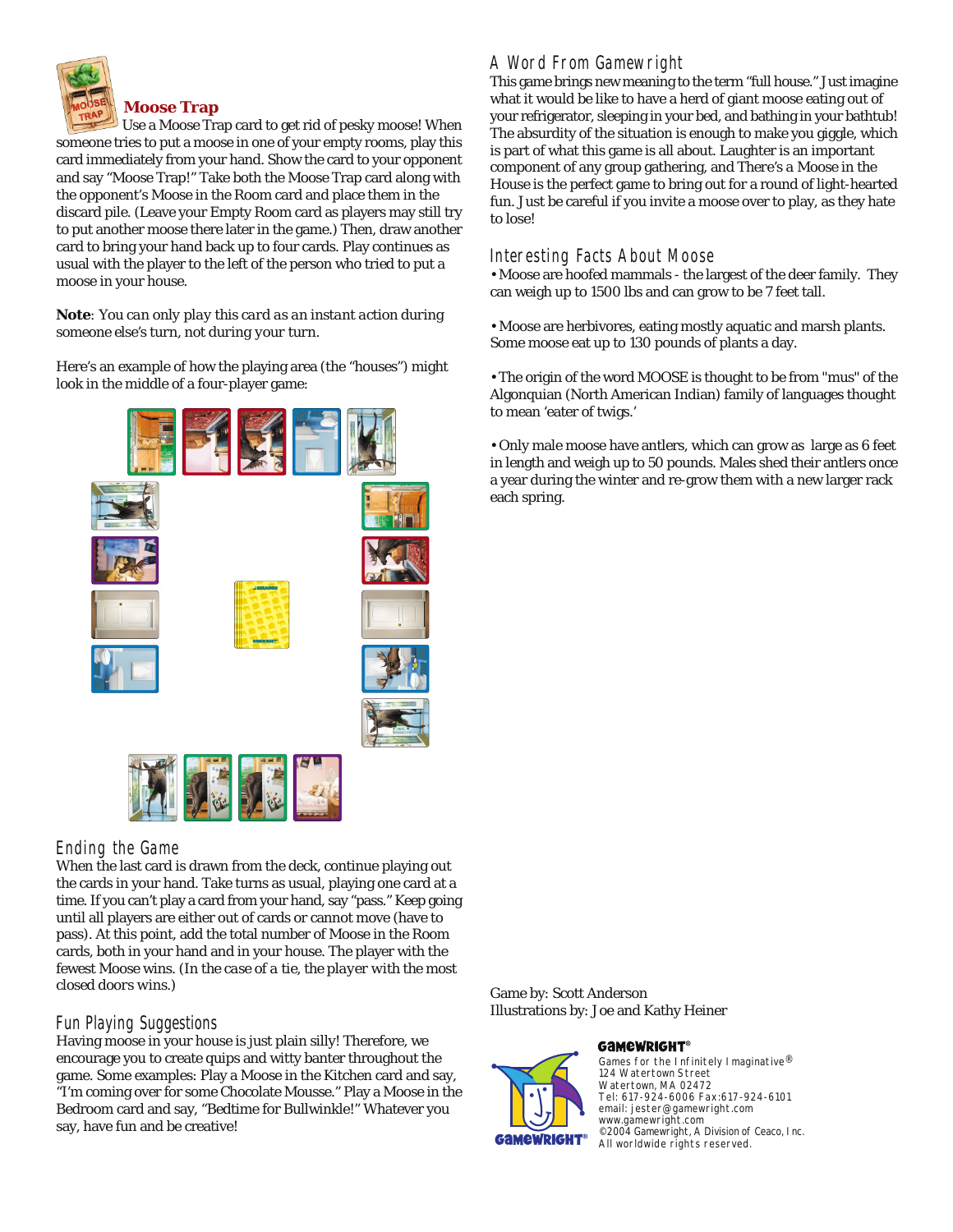### Moose Trap

Use a Moose Trap card to get rid of pesky moose! When someone tries to put a moose in one of your empty rooms, play this card immediately from your hand. Show the card to your opponent and say "Moose Trap!" Take both the Moose Trap card along with the opponent's Moose in the Room card and place them in the discard pile. (Leave your Empty Room card as players may still try to put another moose there later in the game.) Then, draw another card to bring your hand back up to four cards. Play continues as usual with the player to the left of the person who tried to put a moose in your house.

**Note**: You can only play this card as an instant action during someone else's turn, not during your turn.

Here's an example of how the playing area (the "houses") might look in the middle of a four-player game:

## Ending the Game

When the last card is drawn from the deck, continue playing out the cards in your hand. Take turns as usual, playing one card at a time. If you can't play a card from your hand, say "pass." Keep going until all players are either out of cards or cannot move (have to pass). At this point, add the total number of Moose in the Room cards, both in your hand and in your house. The player with the fewest Moose wins. (In the case of a tie, the player with the most closed doors wins.)

## Fun Playing Suggestions

Having moose in your house is just plain silly! Therefore, we encourage you to create quips and witty banter throughout the game. Some examples: Play a Moose in the Kitchen card and say, "I'm coming over for some Chocolate Mousse." Play a Moose in the Bedroom card and say, "Bedtime for Bullwinkle!" Whatever you say, have fun and be creative!

## A Word From Gamewright

This game brings new meaning to the term "full house." Just imagine what it would be like to have a herd of giant moose eating out of your refrigerator, sleeping in your bed, and bathing in your bathtub! The absurdity of the situation is enough to make you giggle, which is part of what this game is all about. Laughter is an important component of any group gathering, and There's a Moose in the House is the perfect game to bring out for a round of light-hearted fun. Just be careful if you invite a moose over to play, as they hate to lose!

## Interesting Facts About Moose

• Moose are hoofed mammals - the largest of the deer family. They can weigh up to 1500 lbs and can grow to be 7 feet tall.

• Moose are herbivores, eating mostly aquatic and marsh plants. Some moose eat up to 130 pounds of plants a day.

• The origin of the word MOOSE is thought to be from "mus" of the Algonquian (North American Indian) family of languages thought to mean 'eater of twigs.'

• Only male moose have antlers, which can grow as large as 6 feet in length and weigh up to 50 pounds. Males shed their antlers once a year during the winter and re-grow them with a new larger rack each spring.

Game by: Scott Anderson
Illustrations by: Joe and Kathy Heiner

**GAMEWRIGHT®**
Games for the Infinitely Imaginative®
124 Watertown Street
Watertown, MA 02472
Tel: 617-924-6006 Fax:617-924-6101
email: jester@gamewright.com
www.gamewright.com
©2004 Gamewright, A Division of Ceaco, Inc.
All worldwide rights reserved.